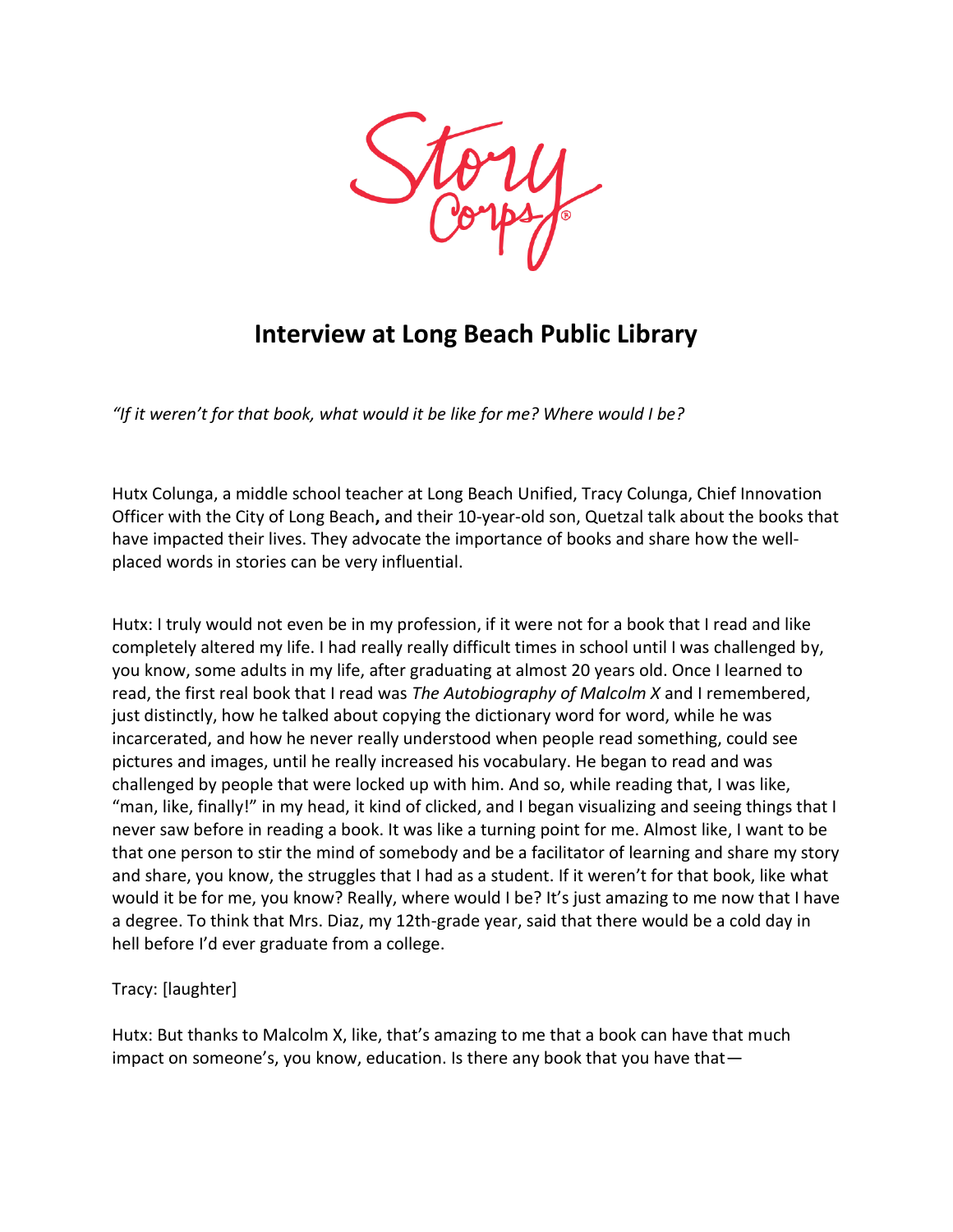# Interview at Long Beach Public Library

*"If it weren't for that book, what would it be like for me? Where would I be?*

Hutx Colunga, a middle school teacher at Long Beach Unified, Tracy Colunga, Chief Innovation Officer with the City of Long Beach**,** and their 10-year-old son, Quetzal talk about the books that have impacted their lives. They advocate the importance of books and share how the well-placed words in stories can be very influential.

Hutx: I truly would not even be in my profession, if it were not for a book that I read and like completely altered my life. I had really really difficult times in school until I was challenged by, you know, some adults in my life, after graduating at almost 20 years old. Once I learned to read, the first real book that I read was *The Autobiography of Malcolm X* and I remembered, just distinctly, how he talked about copying the dictionary word for word, while he was incarcerated, and how he never really understood when people read something, could see pictures and images, until he really increased his vocabulary. He began to read and was challenged by people that were locked up with him. And so, while reading that, I was like, "man, like, finally!" in my head, it kind of clicked, and I began visualizing and seeing things that I never saw before in reading a book. It was like a turning point for me. Almost like, I want to be that one person to stir the mind of somebody and be a facilitator of learning and share my story and share, you know, the struggles that I had as a student. If it weren't for that book, like what would it be for me, you know? Really, where would I be? It's just amazing to me now that I have a degree. To think that Mrs. Diaz, my 12th-grade year, said that there would be a cold day in hell before I'd ever graduate from a college.

Tracy: [laughter]

Hutx: But thanks to Malcolm X, like, that's amazing to me that a book can have that much impact on someone's, you know, education. Is there any book that you have that—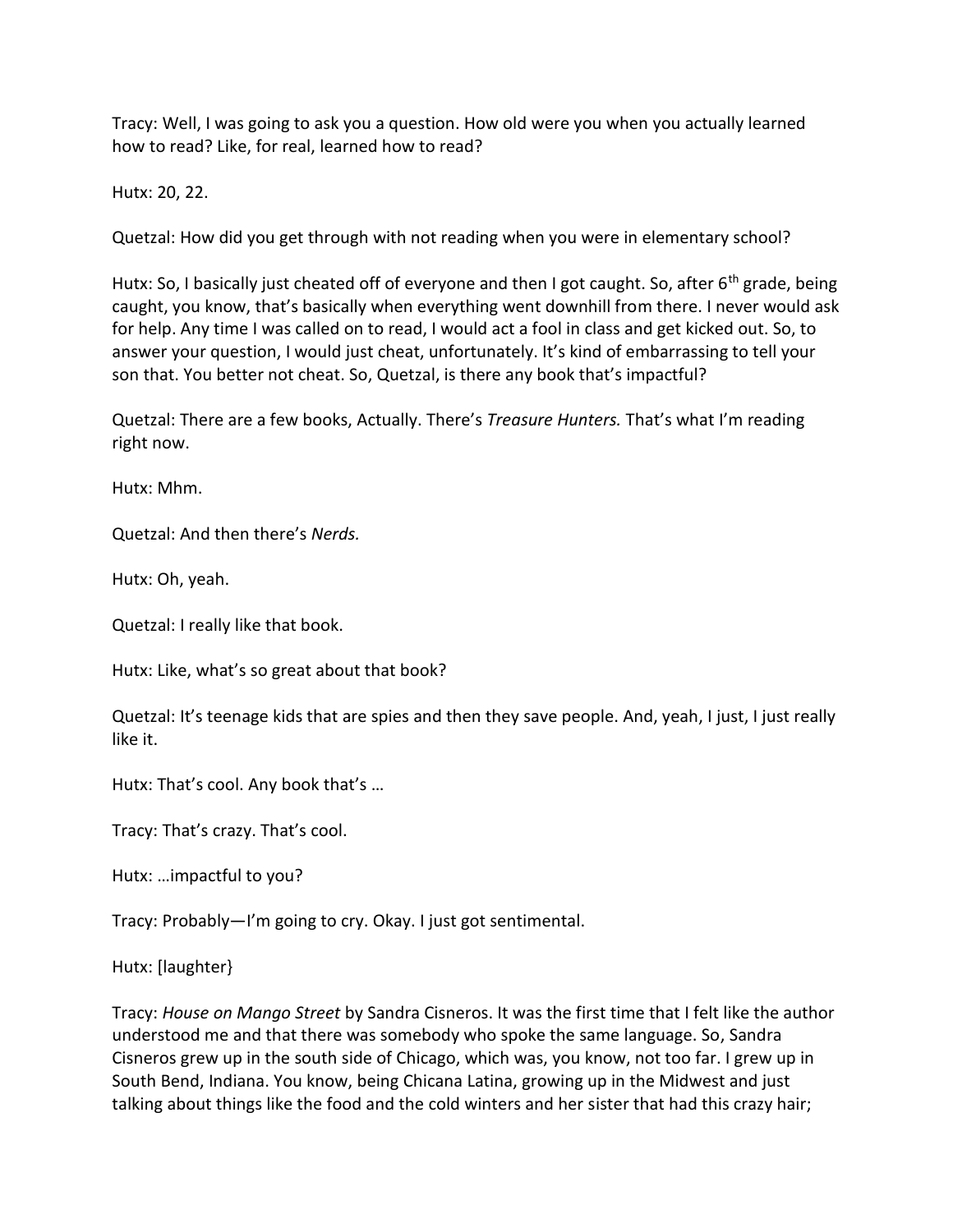Tracy: Well, I was going to ask you a question. How old were you when you actually learned how to read? Like, for real, learned how to read?

Hutx: 20, 22.

Quetzal: How did you get through with not reading when you were in elementary school?

Hutx: So, I basically just cheated off of everyone and then I got caught. So, after 6th grade, being caught, you know, that's basically when everything went downhill from there. I never would ask for help. Any time I was called on to read, I would act a fool in class and get kicked out. So, to answer your question, I would just cheat, unfortunately. It's kind of embarrassing to tell your son that. You better not cheat. So, Quetzal, is there any book that's impactful?

Quetzal: There are a few books, Actually. There's *Treasure Hunters.* That's what I'm reading right now.

Hutx: Mhm.

Quetzal: And then there's *Nerds.*

Hutx: Oh, yeah.

Quetzal: I really like that book.

Hutx: Like, what's so great about that book?

Quetzal: It's teenage kids that are spies and then they save people. And, yeah, I just, I just really like it.

Hutx: That's cool. Any book that's …

Tracy: That's crazy. That's cool.

Hutx: …impactful to you?

Tracy: Probably—I'm going to cry. Okay. I just got sentimental.

Hutx: [laughter}

Tracy: *House on Mango Street* by Sandra Cisneros. It was the first time that I felt like the author understood me and that there was somebody who spoke the same language. So, Sandra Cisneros grew up in the south side of Chicago, which was, you know, not too far. I grew up in South Bend, Indiana. You know, being Chicana Latina, growing up in the Midwest and just talking about things like the food and the cold winters and her sister that had this crazy hair;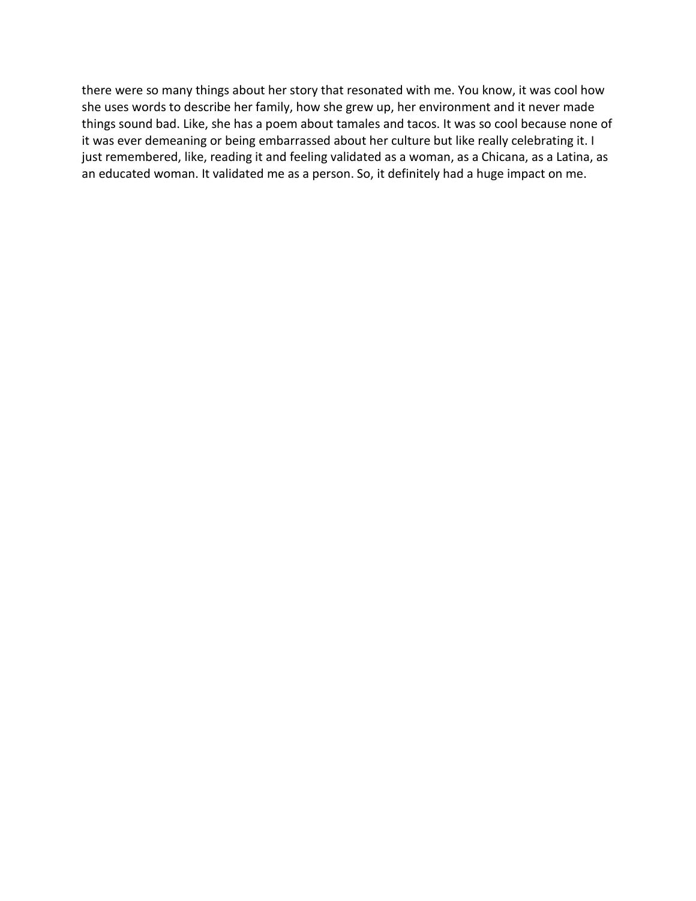there were so many things about her story that resonated with me. You know, it was cool how she uses words to describe her family, how she grew up, her environment and it never made things sound bad. Like, she has a poem about tamales and tacos. It was so cool because none of it was ever demeaning or being embarrassed about her culture but like really celebrating it. I just remembered, like, reading it and feeling validated as a woman, as a Chicana, as a Latina, as an educated woman. It validated me as a person. So, it definitely had a huge impact on me.